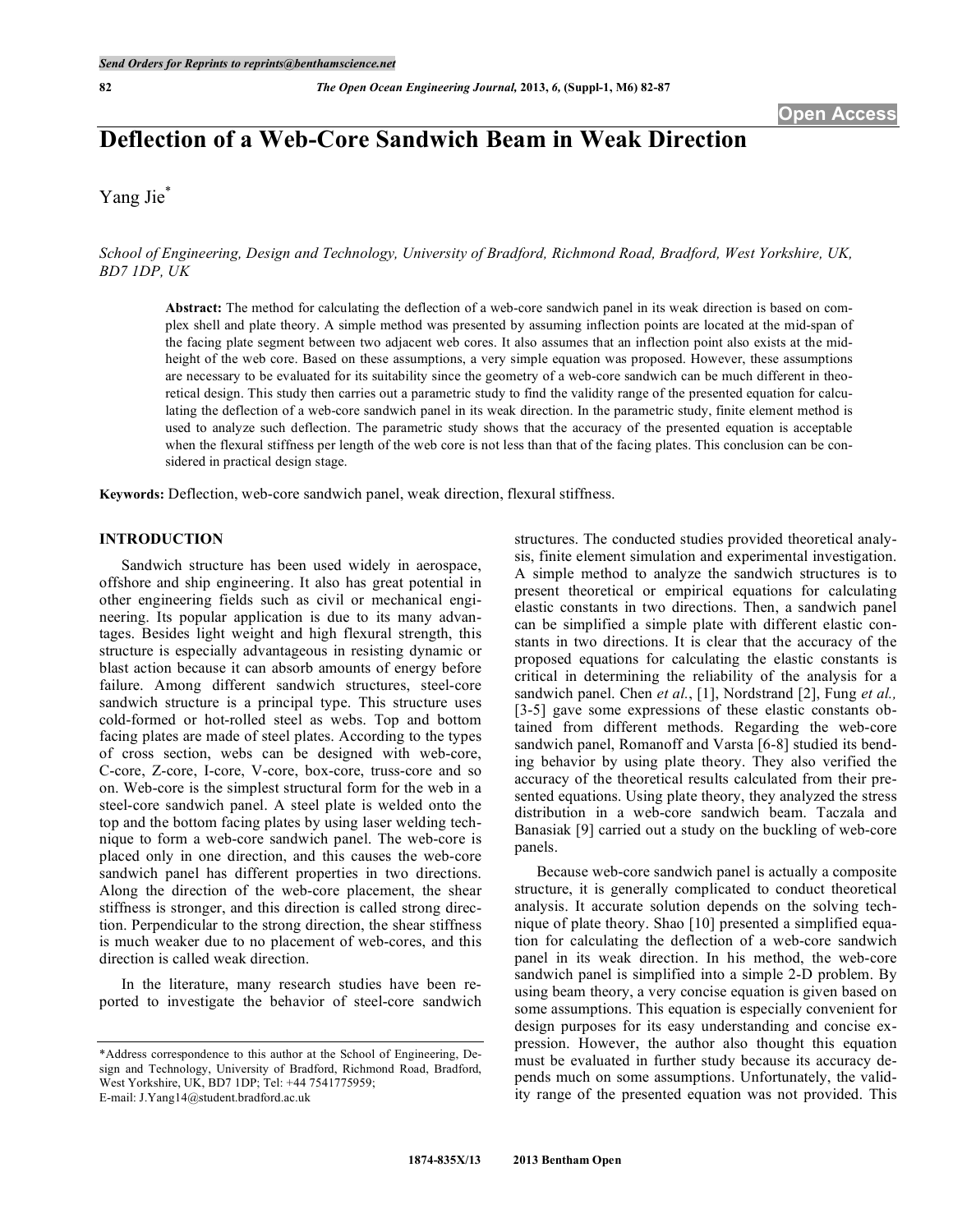# Deflection of a Web-Core Sandwich Beam in Weak Direction

Yang Jie*

*School of Engineering, Design and Technology, University of Bradford, Richmond Road, Bradford, West Yorkshire, UK, BD7 1DP, UK*

**Abstract:** The method for calculating the deflection of a web-core sandwich panel in its weak direction is based on complex shell and plate theory. A simple method was presented by assuming inflection points are located at the mid-span of the facing plate segment between two adjacent web cores. It also assumes that an inflection point also exists at the mid-height of the web core. Based on these assumptions, a very simple equation was proposed. However, these assumptions are necessary to be evaluated for its suitability since the geometry of a web-core sandwich can be much different in theoretical design. This study then carries out a parametric study to find the validity range of the presented equation for calculating the deflection of a web-core sandwich panel in its weak direction. In the parametric study, finite element method is used to analyze such deflection. The parametric study shows that the accuracy of the presented equation is acceptable when the flexural stiffness per length of the web core is not less than that of the facing plates. This conclusion can be considered in practical design stage.

**Keywords:** Deflection, web-core sandwich panel, weak direction, flexural stiffness.

## INTRODUCTION

Sandwich structure has been used widely in aerospace, offshore and ship engineering. It also has great potential in other engineering fields such as civil or mechanical engineering. Its popular application is due to its many advantages. Besides light weight and high flexural strength, this structure is especially advantageous in resisting dynamic or blast action because it can absorb amounts of energy before failure. Among different sandwich structures, steel-core sandwich structure is a principal type. This structure uses cold-formed or hot-rolled steel as webs. Top and bottom facing plates are made of steel plates. According to the types of cross section, webs can be designed with web-core, C-core, Z-core, I-core, V-core, box-core, truss-core and so on. Web-core is the simplest structural form for the web in a steel-core sandwich panel. A steel plate is welded onto the top and the bottom facing plates by using laser welding technique to form a web-core sandwich panel. The web-core is placed only in one direction, and this causes the web-core sandwich panel has different properties in two directions. Along the direction of the web-core placement, the shear stiffness is stronger, and this direction is called strong direction. Perpendicular to the strong direction, the shear stiffness is much weaker due to no placement of web-cores, and this direction is called weak direction.

In the literature, many research studies have been reported to investigate the behavior of steel-core sandwich structures. The conducted studies provided theoretical analysis, finite element simulation and experimental investigation. A simple method to analyze the sandwich structures is to present theoretical or empirical equations for calculating elastic constants in two directions. Then, a sandwich panel can be simplified a simple plate with different elastic constants in two directions. It is clear that the accuracy of the proposed equations for calculating the elastic constants is critical in determining the reliability of the analysis for a sandwich panel. Chen *et al.*, [1], Nordstrand [2], Fung *et al.,* [3-5] gave some expressions of these elastic constants obtained from different methods. Regarding the web-core sandwich panel, Romanoff and Varsta [6-8] studied its bending behavior by using plate theory. They also verified the accuracy of the theoretical results calculated from their presented equations. Using plate theory, they analyzed the stress distribution in a web-core sandwich beam. Taczala and Banasiak [9] carried out a study on the buckling of web-core panels.

Because web-core sandwich panel is actually a composite structure, it is generally complicated to conduct theoretical analysis. It accurate solution depends on the solving technique of plate theory. Shao [10] presented a simplified equation for calculating the deflection of a web-core sandwich panel in its weak direction. In his method, the web-core sandwich panel is simplified into a simple 2-D problem. By using beam theory, a very concise equation is given based on some assumptions. This equation is especially convenient for design purposes for its easy understanding and concise expression. However, the author also thought this equation must be evaluated in further study because its accuracy depends much on some assumptions. Unfortunately, the validity range of the presented equation was not provided. This

*Address correspondence to this author at the School of Engineering, Design and Technology, University of Bradford, Richmond Road, Bradford, West Yorkshire, UK, BD7 1DP; Tel: +44 7541775959;
E-mail: J.Yang14@student.bradford.ac.uk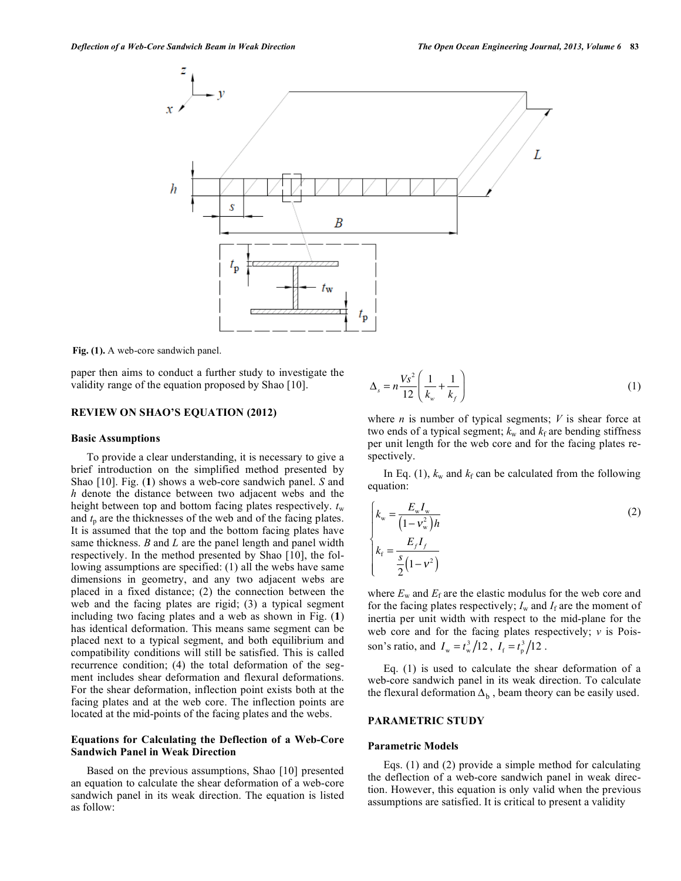Fig. (1). A web-core sandwich panel.

paper then aims to conduct a further study to investigate the validity range of the equation proposed by Shao [10].

## REVIEW ON SHAO'S EQUATION (2012)

### Basic Assumptions

To provide a clear understanding, it is necessary to give a brief introduction on the simplified method presented by Shao [10]. Fig. (1) shows a web-core sandwich panel. $S$ and $h$ denote the distance between two adjacent webs and the height between top and bottom facing plates respectively. $t_w$ and $t_p$ are the thicknesses of the web and of the facing plates. It is assumed that the top and the bottom facing plates have same thickness. $B$ and $L$ are the panel length and panel width respectively. In the method presented by Shao [10], the following assumptions are specified: (1) all the webs have same dimensions in geometry, and any two adjacent webs are placed in a fixed distance; (2) the connection between the web and the facing plates are rigid; (3) a typical segment including two facing plates and a web as shown in Fig. (1) has identical deformation. This means same segment can be placed next to a typical segment, and both equilibrium and compatibility conditions will still be satisfied. This is called recurrence condition; (4) the total deformation of the segment includes shear deformation and flexural deformations. For the shear deformation, inflection point exists both at the facing plates and at the web core. The inflection points are located at the mid-points of the facing plates and the webs.

### Equations for Calculating the Deflection of a Web-Core Sandwich Panel in Weak Direction

Based on the previous assumptions, Shao [10] presented an equation to calculate the shear deformation of a web-core sandwich panel in its weak direction. The equation is listed as follow:

$$\Delta_s = n\frac{Vs^2}{12}\left(\frac{1}{k_w}+\frac{1}{k_f}\right) \tag{1}$$

where $n$ is number of typical segments; $V$ is shear force at two ends of a typical segment; $k_w$ and $k_f$ are bending stiffness per unit length for the web core and for the facing plates respectively.

In Eq. (1), $k_w$ and $k_f$ can be calculated from the following equation:

$$\begin{cases} k_w = \dfrac{E_w I_w}{\left(1-v_w^2\right)h} \\ k_f = \dfrac{E_f I_f}{\dfrac{s}{2}\left(1-v^2\right)} \end{cases} \tag{2}$$

where $E_w$ and $E_f$ are the elastic modulus for the web core and for the facing plates respectively; $I_w$ and $I_f$ are the moment of inertia per unit width with respect to the mid-plane for the web core and for the facing plates respectively; $v$ is Poisson's ratio, and $I_w = t_w^3/12$, $I_f = t_p^3/12$.

Eq. (1) is used to calculate the shear deformation of a web-core sandwich panel in its weak direction. To calculate the flexural deformation $\Delta_b$, beam theory can be easily used.

## PARAMETRIC STUDY

### Parametric Models

Eqs. (1) and (2) provide a simple method for calculating the deflection of a web-core sandwich panel in weak direction. However, this equation is only valid when the previous assumptions are satisfied. It is critical to present a validity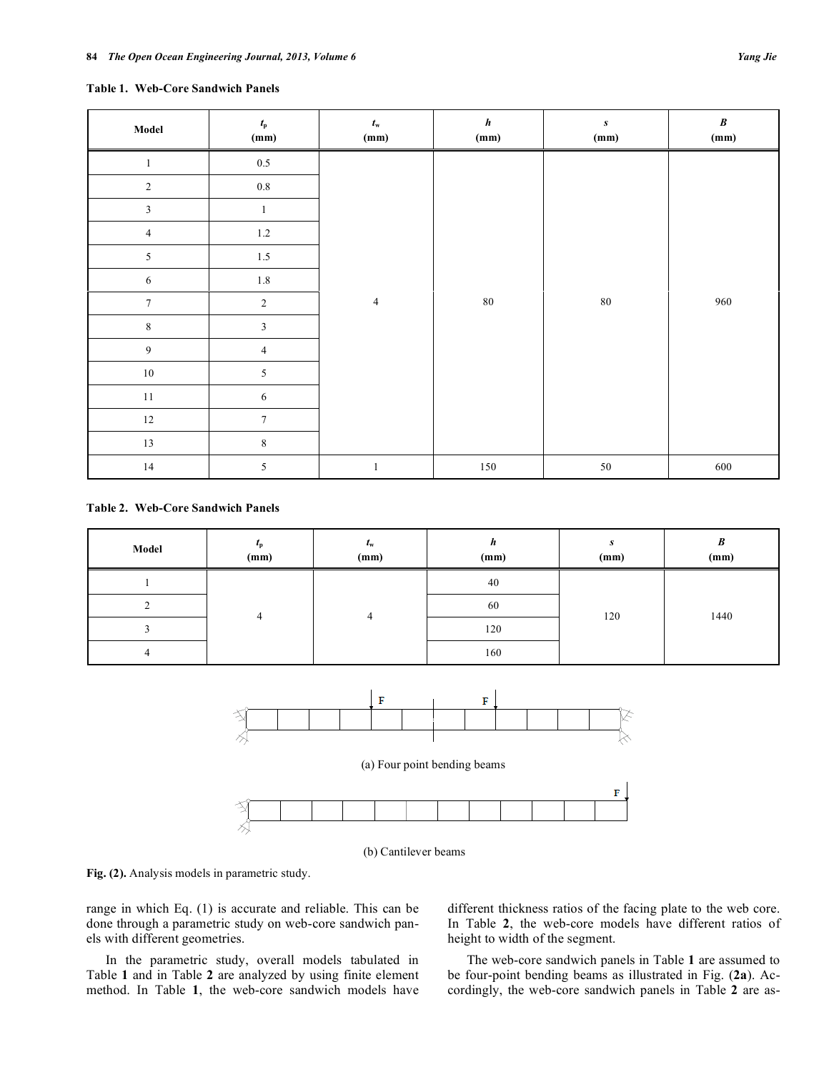**Table 1. Web-Core Sandwich Panels**

| Model | $t_p$ (mm) | $t_w$ (mm) | $h$ (mm) | $s$ (mm) | $B$ (mm) |
|---|---|---|---|---|---|
| 1 | 0.5 | 4 | 80 | 80 | 960 |
| 2 | 0.8 | 4 | 80 | 80 | 960 |
| 3 | 1 | 4 | 80 | 80 | 960 |
| 4 | 1.2 | 4 | 80 | 80 | 960 |
| 5 | 1.5 | 4 | 80 | 80 | 960 |
| 6 | 1.8 | 4 | 80 | 80 | 960 |
| 7 | 2 | 4 | 80 | 80 | 960 |
| 8 | 3 | 4 | 80 | 80 | 960 |
| 9 | 4 | 4 | 80 | 80 | 960 |
| 10 | 5 | 4 | 80 | 80 | 960 |
| 11 | 6 | 4 | 80 | 80 | 960 |
| 12 | 7 | 4 | 80 | 80 | 960 |
| 13 | 8 | 4 | 80 | 80 | 960 |
| 14 | 5 | 1 | 150 | 50 | 600 |

**Table 2. Web-Core Sandwich Panels**

| Model | $t_p$ (mm) | $t_w$ (mm) | $h$ (mm) | $s$ (mm) | $B$ (mm) |
|---|---|---|---|---|---|
| 1 | 4 | 4 | 40 | 120 | 1440 |
| 2 | 4 | 4 | 60 | 120 | 1440 |
| 3 | 4 | 4 | 120 | 120 | 1440 |
| 4 | 4 | 4 | 160 | 120 | 1440 |

(a) Four point bending beams

(b) Cantilever beams

**Fig. (2).** Analysis models in parametric study.

range in which Eq. (1) is accurate and reliable. This can be done through a parametric study on web-core sandwich panels with different geometries.

In the parametric study, overall models tabulated in Table **1** and in Table **2** are analyzed by using finite element method. In Table **1**, the web-core sandwich models have different thickness ratios of the facing plate to the web core. In Table **2**, the web-core models have different ratios of height to width of the segment.

The web-core sandwich panels in Table **1** are assumed to be four-point bending beams as illustrated in Fig. (**2a**). Accordingly, the web-core sandwich panels in Table **2** are as-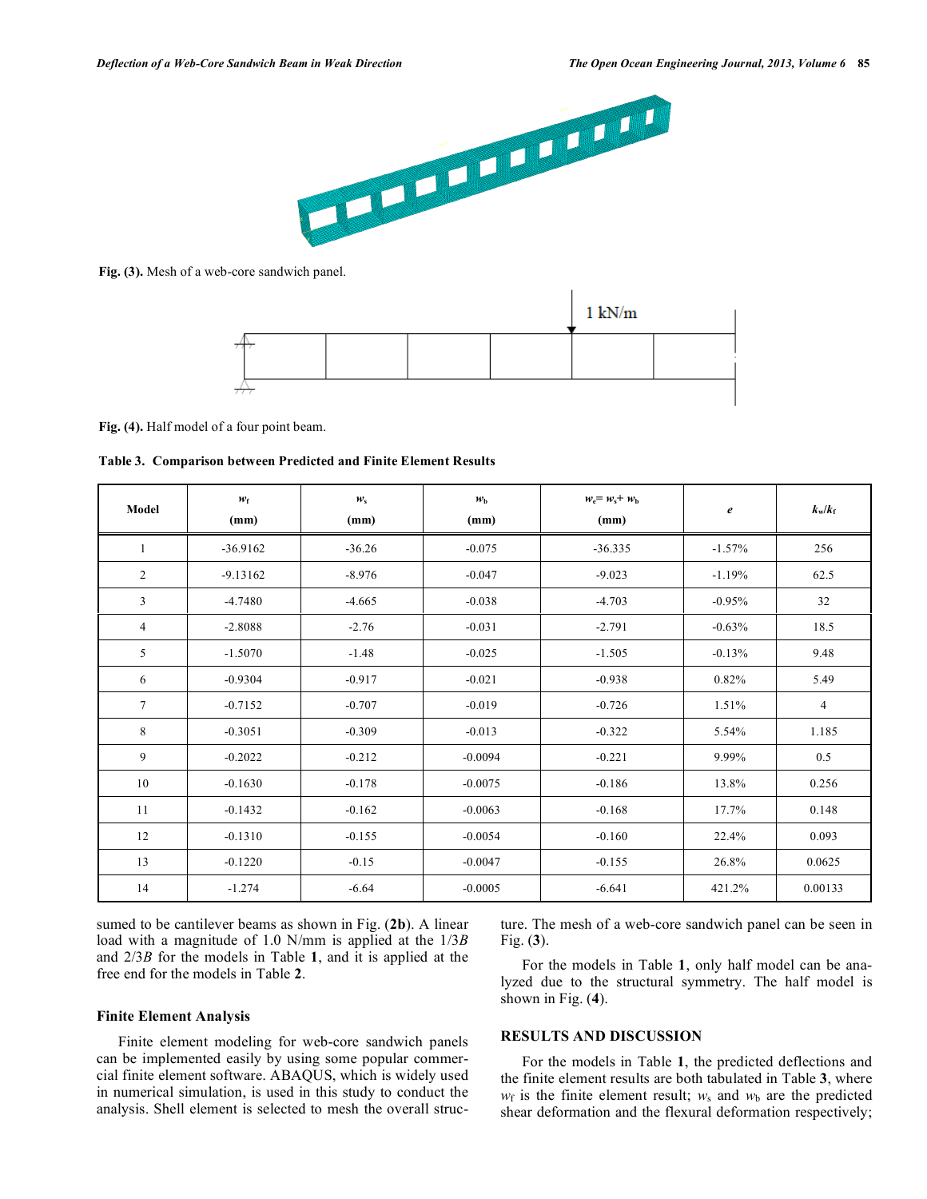Fig. (3). Mesh of a web-core sandwich panel.

Fig. (4). Half model of a four point beam.

**Table 3. Comparison between Predicted and Finite Element Results**

| Model | $w_f$ (mm) | $w_s$ (mm) | $w_b$ (mm) | $w_e = w_s + w_b$ (mm) | $e$ | $k_w/k_f$ |
|---|---|---|---|---|---|---|
| 1 | -36.9162 | -36.26 | -0.075 | -36.335 | -1.57% | 256 |
| 2 | -9.13162 | -8.976 | -0.047 | -9.023 | -1.19% | 62.5 |
| 3 | -4.7480 | -4.665 | -0.038 | -4.703 | -0.95% | 32 |
| 4 | -2.8088 | -2.76 | -0.031 | -2.791 | -0.63% | 18.5 |
| 5 | -1.5070 | -1.48 | -0.025 | -1.505 | -0.13% | 9.48 |
| 6 | -0.9304 | -0.917 | -0.021 | -0.938 | 0.82% | 5.49 |
| 7 | -0.7152 | -0.707 | -0.019 | -0.726 | 1.51% | 4 |
| 8 | -0.3051 | -0.309 | -0.013 | -0.322 | 5.54% | 1.185 |
| 9 | -0.2022 | -0.212 | -0.0094 | -0.221 | 9.99% | 0.5 |
| 10 | -0.1630 | -0.178 | -0.0075 | -0.186 | 13.8% | 0.256 |
| 11 | -0.1432 | -0.162 | -0.0063 | -0.168 | 17.7% | 0.148 |
| 12 | -0.1310 | -0.155 | -0.0054 | -0.160 | 22.4% | 0.093 |
| 13 | -0.1220 | -0.15 | -0.0047 | -0.155 | 26.8% | 0.0625 |
| 14 | -1.274 | -6.64 | -0.0005 | -6.641 | 421.2% | 0.00133 |

sumed to be cantilever beams as shown in Fig. (**2b**). A linear load with a magnitude of 1.0 N/mm is applied at the 1/3*B* and 2/3*B* for the models in Table **1**, and it is applied at the free end for the models in Table **2**.

### Finite Element Analysis

Finite element modeling for web-core sandwich panels can be implemented easily by using some popular commercial finite element software. ABAQUS, which is widely used in numerical simulation, is used in this study to conduct the analysis. Shell element is selected to mesh the overall structure. The mesh of a web-core sandwich panel can be seen in Fig. (**3**).

For the models in Table **1**, only half model can be analyzed due to the structural symmetry. The half model is shown in Fig. (**4**).

## RESULTS AND DISCUSSION

For the models in Table **1**, the predicted deflections and the finite element results are both tabulated in Table **3**, where $w_f$ is the finite element result; $w_s$ and $w_b$ are the predicted shear deformation and the flexural deformation respectively;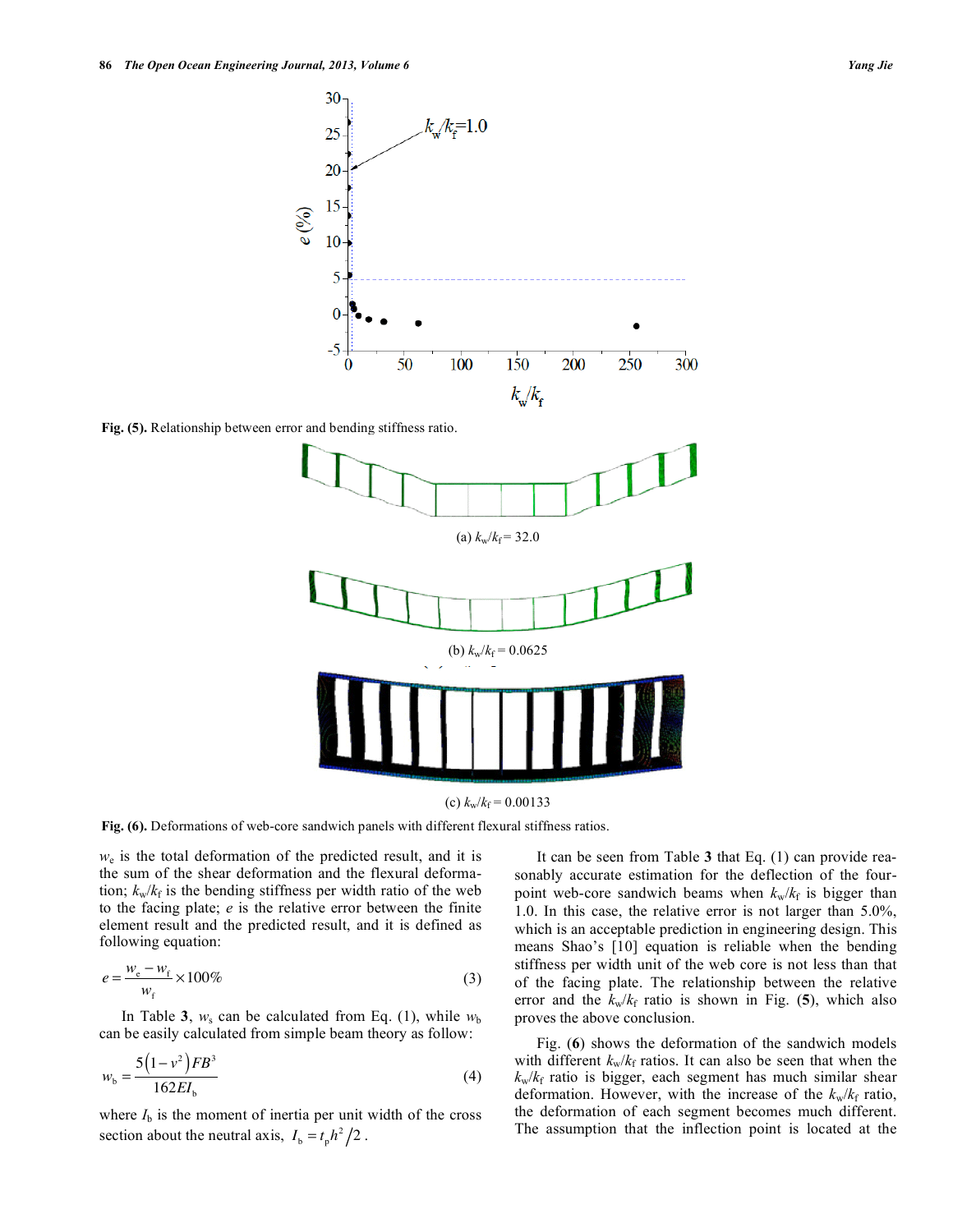Fig. (5). Relationship between error and bending stiffness ratio.

(a) $k_w/k_f = 32.0$

(b) $k_w/k_f = 0.0625$

(c) $k_w/k_f = 0.00133$

Fig. (6). Deformations of web-core sandwich panels with different flexural stiffness ratios.

$w_e$ is the total deformation of the predicted result, and it is the sum of the shear deformation and the flexural deformation; $k_w/k_f$ is the bending stiffness per width ratio of the web to the facing plate; $e$ is the relative error between the finite element result and the predicted result, and it is defined as following equation:

$$e = \frac{w_e - w_f}{w_f} \times 100\% \tag{3}$$

In Table **3**, $w_s$ can be calculated from Eq. (1), while $w_b$ can be easily calculated from simple beam theory as follow:

$$w_b = \frac{5(1-\nu^2)FB^3}{162EI_b} \tag{4}$$

where $I_b$ is the moment of inertia per unit width of the cross section about the neutral axis, $I_b = t_p h^2/2$.

It can be seen from Table **3** that Eq. (1) can provide reasonably accurate estimation for the deflection of the four-point web-core sandwich beams when $k_w/k_f$ is bigger than 1.0. In this case, the relative error is not larger than 5.0%, which is an acceptable prediction in engineering design. This means Shao's [10] equation is reliable when the bending stiffness per width unit of the web core is not less than that of the facing plate. The relationship between the relative error and the $k_w/k_f$ ratio is shown in Fig. (**5**), which also proves the above conclusion.

Fig. (**6**) shows the deformation of the sandwich models with different $k_w/k_f$ ratios. It can also be seen that when the $k_w/k_f$ ratio is bigger, each segment has much similar shear deformation. However, with the increase of the $k_w/k_f$ ratio, the deformation of each segment becomes much different. The assumption that the inflection point is located at the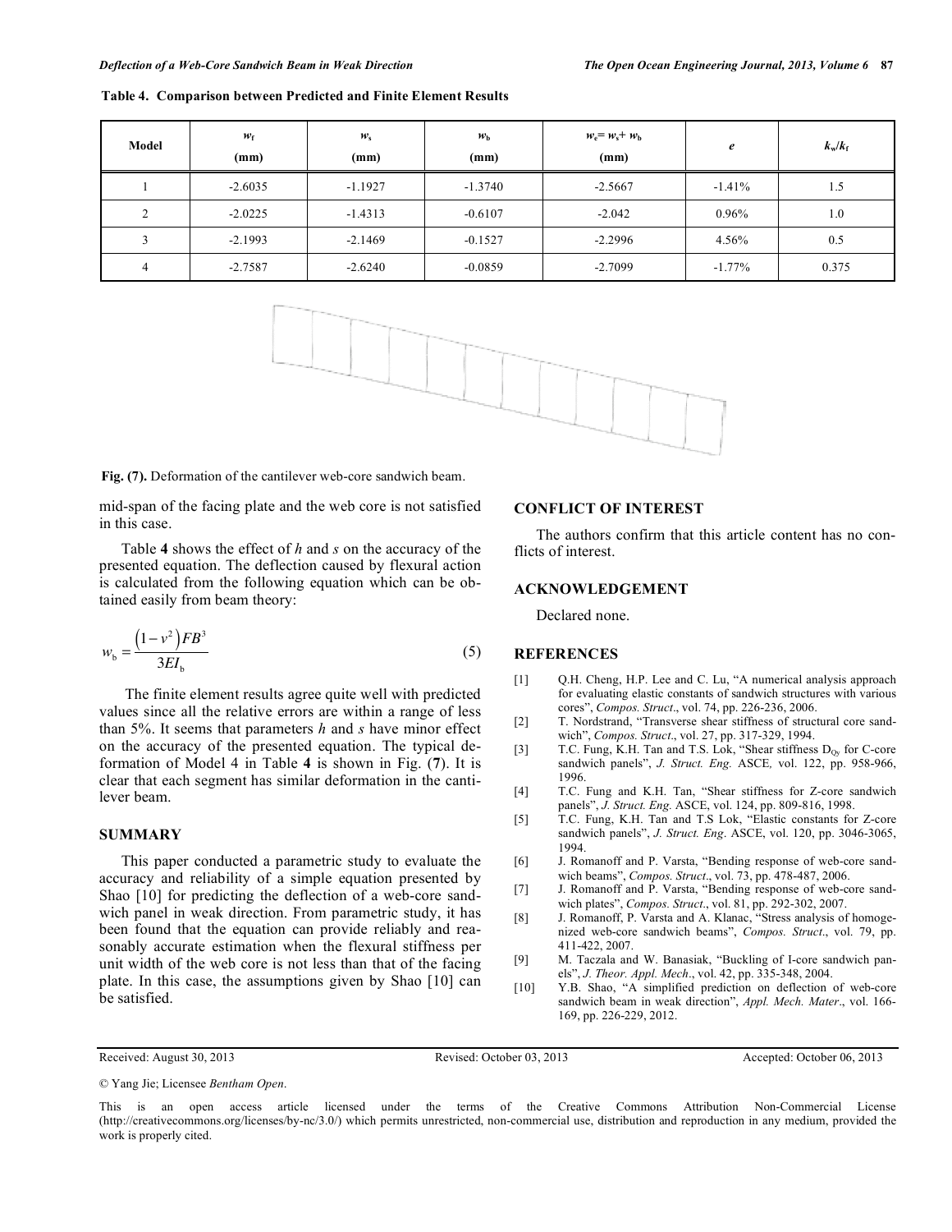**Table 4. Comparison between Predicted and Finite Element Results**

| Model | $w_f$ (mm) | $w_s$ (mm) | $w_b$ (mm) | $w_e = w_s + w_b$ (mm) | $e$ | $k_w/k_f$ |
|---|---|---|---|---|---|---|
| 1 | -2.6035 | -1.1927 | -1.3740 | -2.5667 | -1.41% | 1.5 |
| 2 | -2.0225 | -1.4313 | -0.6107 | -2.042 | 0.96% | 1.0 |
| 3 | -2.1993 | -2.1469 | -0.1527 | -2.2996 | 4.56% | 0.5 |
| 4 | -2.7587 | -2.6240 | -0.0859 | -2.7099 | -1.77% | 0.375 |

**Fig. (7).** Deformation of the cantilever web-core sandwich beam.

mid-span of the facing plate and the web core is not satisfied in this case.

Table **4** shows the effect of *h* and *s* on the accuracy of the presented equation. The deflection caused by flexural action is calculated from the following equation which can be obtained easily from beam theory:

$$w_b = \frac{\left(1 - v^2\right) F B^3}{3 E I_b} \tag{5}$$

The finite element results agree quite well with predicted values since all the relative errors are within a range of less than 5%. It seems that parameters *h* and *s* have minor effect on the accuracy of the presented equation. The typical deformation of Model 4 in Table **4** is shown in Fig. (**7**). It is clear that each segment has similar deformation in the cantilever beam.

## SUMMARY

This paper conducted a parametric study to evaluate the accuracy and reliability of a simple equation presented by Shao [10] for predicting the deflection of a web-core sandwich panel in weak direction. From parametric study, it has been found that the equation can provide reliably and reasonably accurate estimation when the flexural stiffness per unit width of the web core is not less than that of the facing plate. In this case, the assumptions given by Shao [10] can be satisfied.

## CONFLICT OF INTEREST

The authors confirm that this article content has no conflicts of interest.

## ACKNOWLEDGEMENT

Declared none.

## REFERENCES

[1] Q.H. Cheng, H.P. Lee and C. Lu, "A numerical analysis approach for evaluating elastic constants of sandwich structures with various cores", *Compos. Struct*., vol. 74, pp. 226-236, 2006.

[2] T. Nordstrand, "Transverse shear stiffness of structural core sandwich", *Compos. Struct*., vol. 27, pp. 317-329, 1994.

[3] T.C. Fung, K.H. Tan and T.S. Lok, "Shear stiffness $D_{Qy}$ for C-core sandwich panels", *J. Struct. Eng.* ASCE, vol. 122, pp. 958-966, 1996.

[4] T.C. Fung and K.H. Tan, "Shear stiffness for Z-core sandwich panels", *J. Struct. Eng.* ASCE, vol. 124, pp. 809-816, 1998.

[5] T.C. Fung, K.H. Tan and T.S Lok, "Elastic constants for Z-core sandwich panels", *J. Struct. Eng*. ASCE, vol. 120, pp. 3046-3065, 1994.

[6] J. Romanoff and P. Varsta, "Bending response of web-core sandwich beams", *Compos. Struct*., vol. 73, pp. 478-487, 2006.

[7] J. Romanoff and P. Varsta, "Bending response of web-core sandwich plates", *Compos. Struct*., vol. 81, pp. 292-302, 2007.

[8] J. Romanoff, P. Varsta and A. Klanac, "Stress analysis of homogenized web-core sandwich beams", *Compos. Struct*., vol. 79, pp. 411-422, 2007.

[9] M. Taczala and W. Banasiak, "Buckling of I-core sandwich panels", *J. Theor. Appl. Mech*., vol. 42, pp. 335-348, 2004.

[10] Y.B. Shao, "A simplified prediction on deflection of web-core sandwich beam in weak direction", *Appl. Mech. Mater*., vol. 166-169, pp. 226-229, 2012.

Received: August 30, 2013 Revised: October 03, 2013 Accepted: October 06, 2013

© Yang Jie; Licensee *Bentham Open*.

This is an open access article licensed under the terms of the Creative Commons Attribution Non-Commercial License (http://creativecommons.org/licenses/by-nc/3.0/) which permits unrestricted, non-commercial use, distribution and reproduction in any medium, provided the work is properly cited.